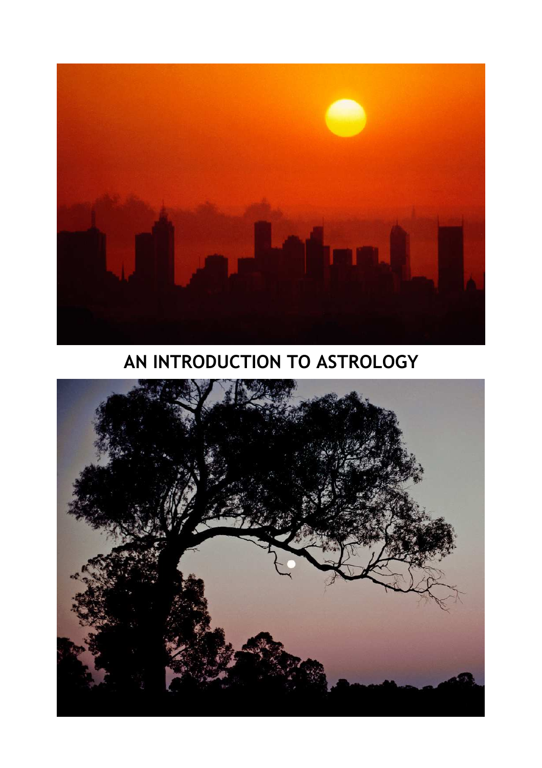# AN INTRODUCTION TO ASTROLOGY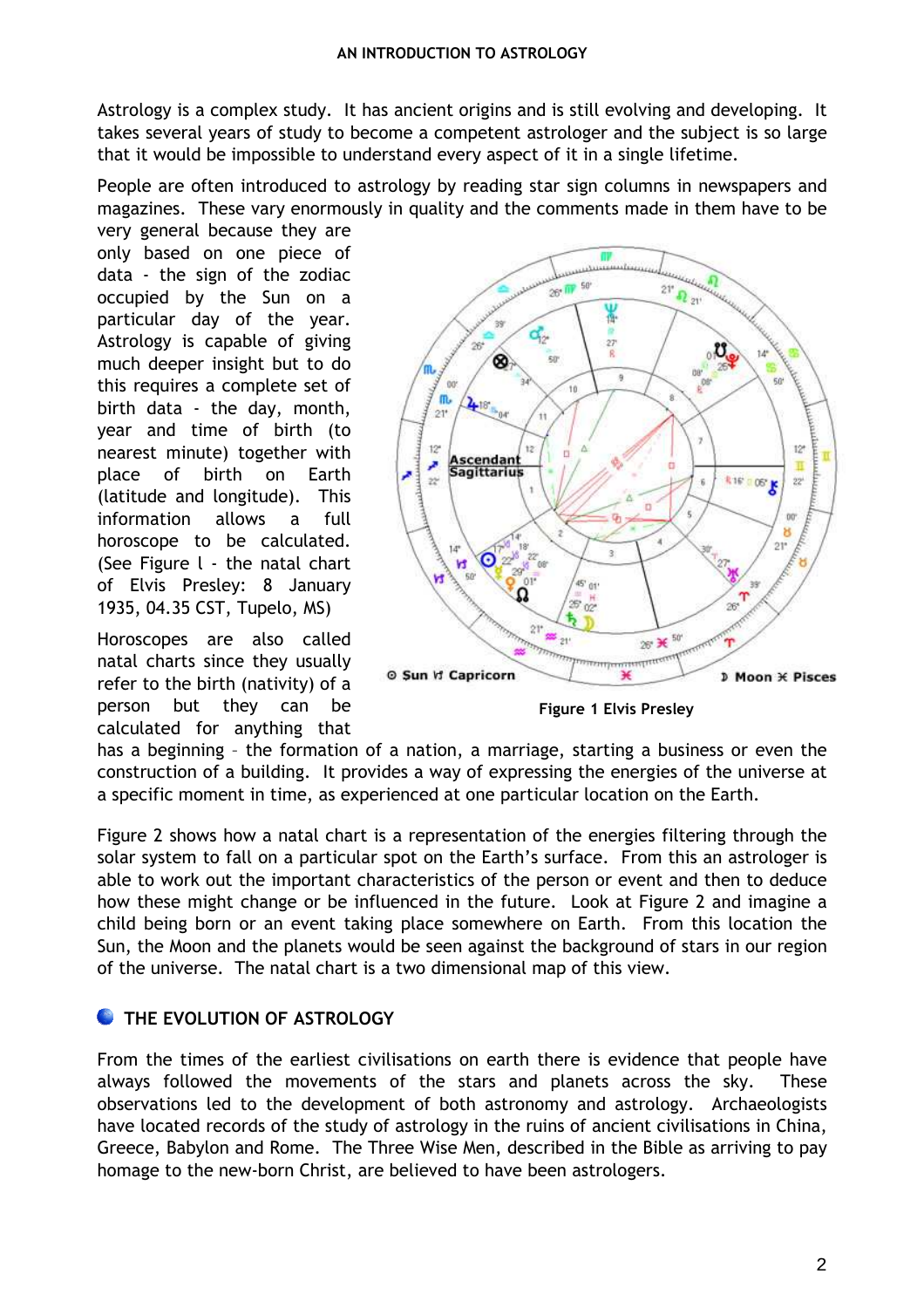Astrology is a complex study. It has ancient origins and is still evolving and developing. It takes several years of study to become a competent astrologer and the subject is so large that it would be impossible to understand every aspect of it in a single lifetime.

People are often introduced to astrology by reading star sign columns in newspapers and magazines. These vary enormously in quality and the comments made in them have to be very general because they are only based on one piece of data - the sign of the zodiac occupied by the Sun on a particular day of the year. Astrology is capable of giving much deeper insight but to do this requires a complete set of birth data - the day, month, year and time of birth (to nearest minute) together with place of birth on Earth (latitude and longitude). This information allows a full horoscope to be calculated. (See Figure l - the natal chart of Elvis Presley: 8 January 1935, 04.35 CST, Tupelo, MS)

Figure 1 Elvis Presley

Horoscopes are also called natal charts since they usually refer to the birth (nativity) of a person but they can be calculated for anything that has a beginning – the formation of a nation, a marriage, starting a business or even the construction of a building. It provides a way of expressing the energies of the universe at a specific moment in time, as experienced at one particular location on the Earth.

Figure 2 shows how a natal chart is a representation of the energies filtering through the solar system to fall on a particular spot on the Earth's surface. From this an astrologer is able to work out the important characteristics of the person or event and then to deduce how these might change or be influenced in the future. Look at Figure 2 and imagine a child being born or an event taking place somewhere on Earth. From this location the Sun, the Moon and the planets would be seen against the background of stars in our region of the universe. The natal chart is a two dimensional map of this view.

## THE EVOLUTION OF ASTROLOGY

From the times of the earliest civilisations on earth there is evidence that people have always followed the movements of the stars and planets across the sky. These observations led to the development of both astronomy and astrology. Archaeologists have located records of the study of astrology in the ruins of ancient civilisations in China, Greece, Babylon and Rome. The Three Wise Men, described in the Bible as arriving to pay homage to the new-born Christ, are believed to have been astrologers.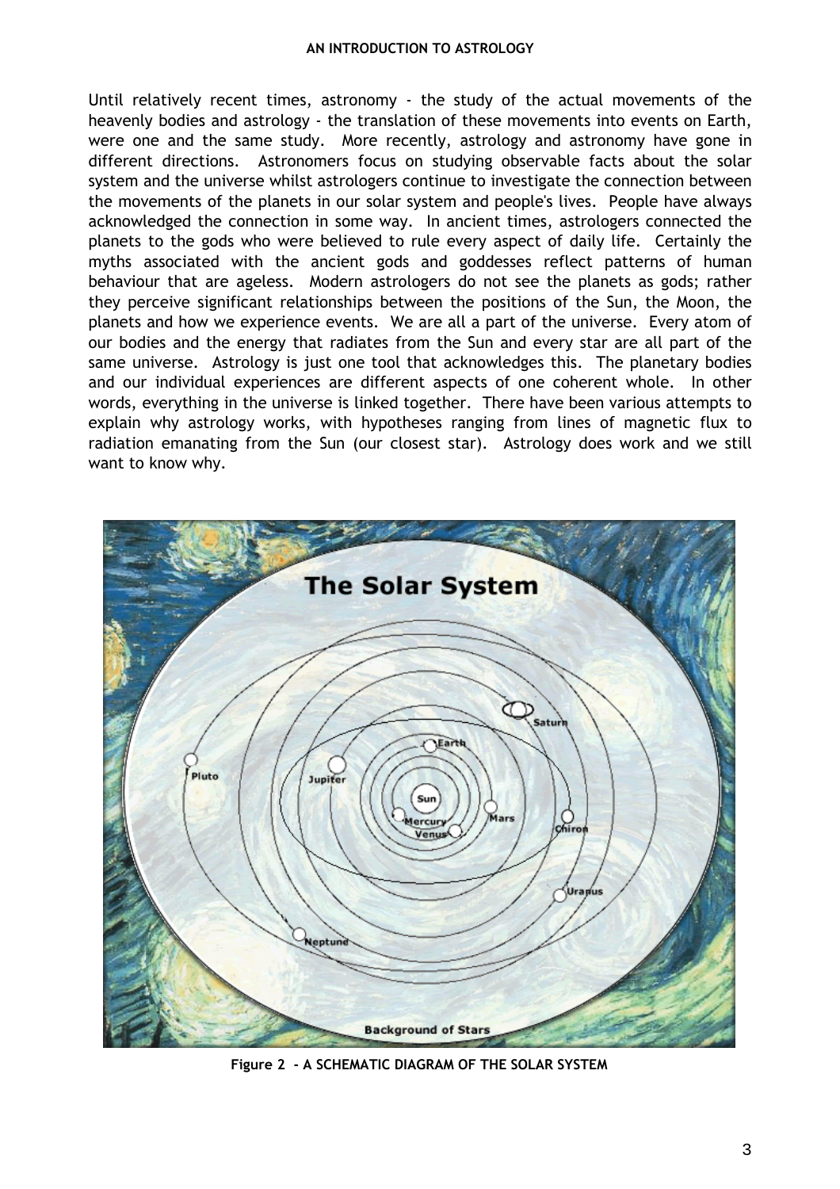Until relatively recent times, astronomy - the study of the actual movements of the heavenly bodies and astrology - the translation of these movements into events on Earth, were one and the same study. More recently, astrology and astronomy have gone in different directions. Astronomers focus on studying observable facts about the solar system and the universe whilst astrologers continue to investigate the connection between the movements of the planets in our solar system and people's lives. People have always acknowledged the connection in some way. In ancient times, astrologers connected the planets to the gods who were believed to rule every aspect of daily life. Certainly the myths associated with the ancient gods and goddesses reflect patterns of human behaviour that are ageless. Modern astrologers do not see the planets as gods; rather they perceive significant relationships between the positions of the Sun, the Moon, the planets and how we experience events. We are all a part of the universe. Every atom of our bodies and the energy that radiates from the Sun and every star are all part of the same universe. Astrology is just one tool that acknowledges this. The planetary bodies and our individual experiences are different aspects of one coherent whole. In other words, everything in the universe is linked together. There have been various attempts to explain why astrology works, with hypotheses ranging from lines of magnetic flux to radiation emanating from the Sun (our closest star). Astrology does work and we still want to know why.

**Figure 2 - A SCHEMATIC DIAGRAM OF THE SOLAR SYSTEM**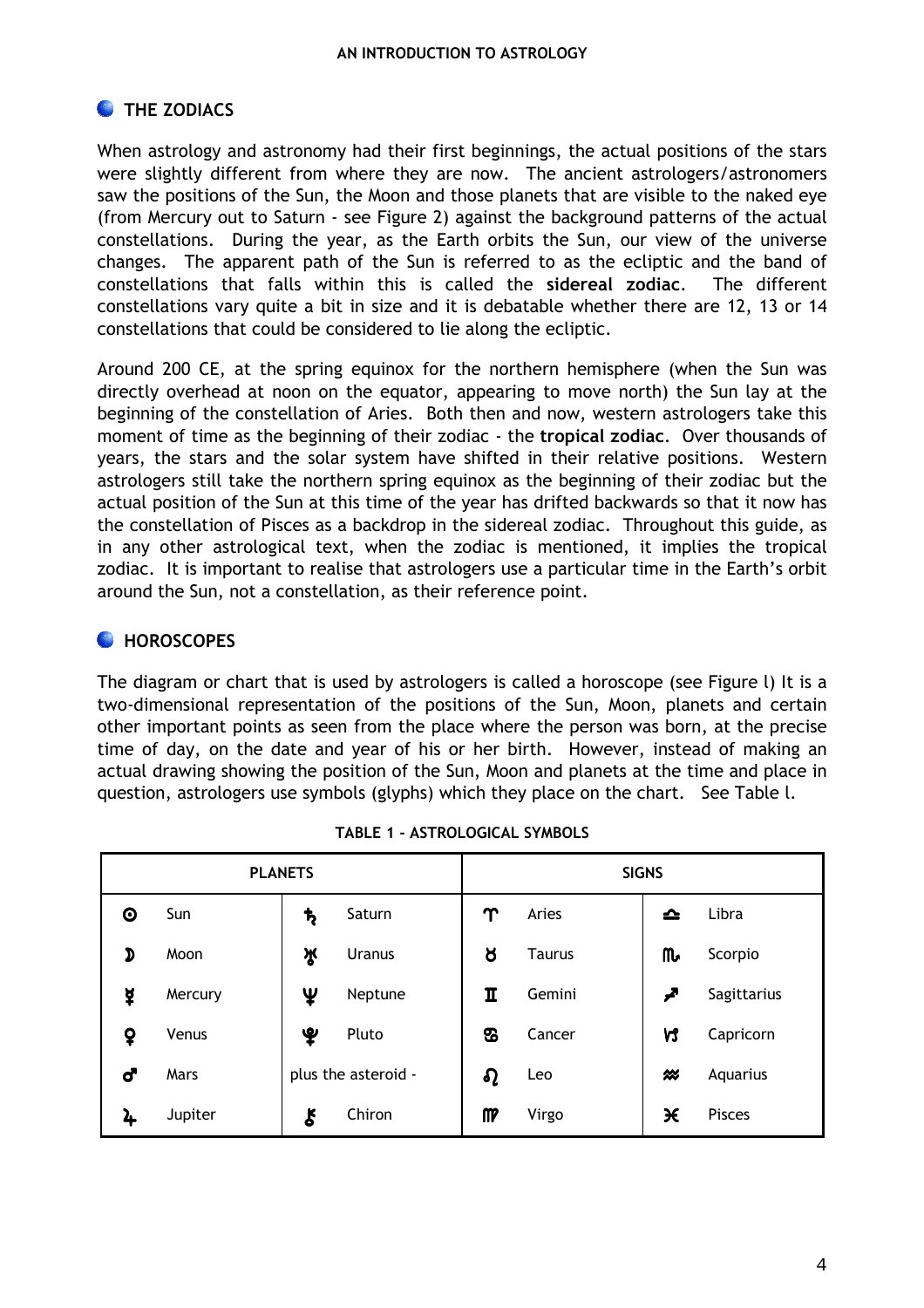## THE ZODIACS

When astrology and astronomy had their first beginnings, the actual positions of the stars were slightly different from where they are now. The ancient astrologers/astronomers saw the positions of the Sun, the Moon and those planets that are visible to the naked eye (from Mercury out to Saturn - see Figure 2) against the background patterns of the actual constellations. During the year, as the Earth orbits the Sun, our view of the universe changes. The apparent path of the Sun is referred to as the ecliptic and the band of constellations that falls within this is called the **sidereal zodiac**. The different constellations vary quite a bit in size and it is debatable whether there are 12, 13 or 14 constellations that could be considered to lie along the ecliptic.

Around 200 CE, at the spring equinox for the northern hemisphere (when the Sun was directly overhead at noon on the equator, appearing to move north) the Sun lay at the beginning of the constellation of Aries. Both then and now, western astrologers take this moment of time as the beginning of their zodiac - the **tropical zodiac**. Over thousands of years, the stars and the solar system have shifted in their relative positions. Western astrologers still take the northern spring equinox as the beginning of their zodiac but the actual position of the Sun at this time of the year has drifted backwards so that it now has the constellation of Pisces as a backdrop in the sidereal zodiac. Throughout this guide, as in any other astrological text, when the zodiac is mentioned, it implies the tropical zodiac. It is important to realise that astrologers use a particular time in the Earth's orbit around the Sun, not a constellation, as their reference point.

## HOROSCOPES

The diagram or chart that is used by astrologers is called a horoscope (see Figure l) It is a two-dimensional representation of the positions of the Sun, Moon, planets and certain other important points as seen from the place where the person was born, at the precise time of day, on the date and year of his or her birth. However, instead of making an actual drawing showing the position of the Sun, Moon and planets at the time and place in question, astrologers use symbols (glyphs) which they place on the chart. See Table l.

**TABLE 1 - ASTROLOGICAL SYMBOLS**

| PLANETS | | | | SIGNS | | | |
|---|---|---|---|---|---|---|---|
| ☉ | Sun | ♄ | Saturn | ♈ | Aries | ♎ | Libra |
| ☽ | Moon | ♅ | Uranus | ♉ | Taurus | ♏ | Scorpio |
| ☿ | Mercury | ♆ | Neptune | ♊ | Gemini | ♐ | Sagittarius |
| ♀ | Venus | ♇ | Pluto | ♋ | Cancer | ♑ | Capricorn |
| ♂ | Mars | plus the asteroid - | | ♌ | Leo | ♒ | Aquarius |
| ♃ | Jupiter | ⚷ | Chiron | ♍ | Virgo | ♓ | Pisces |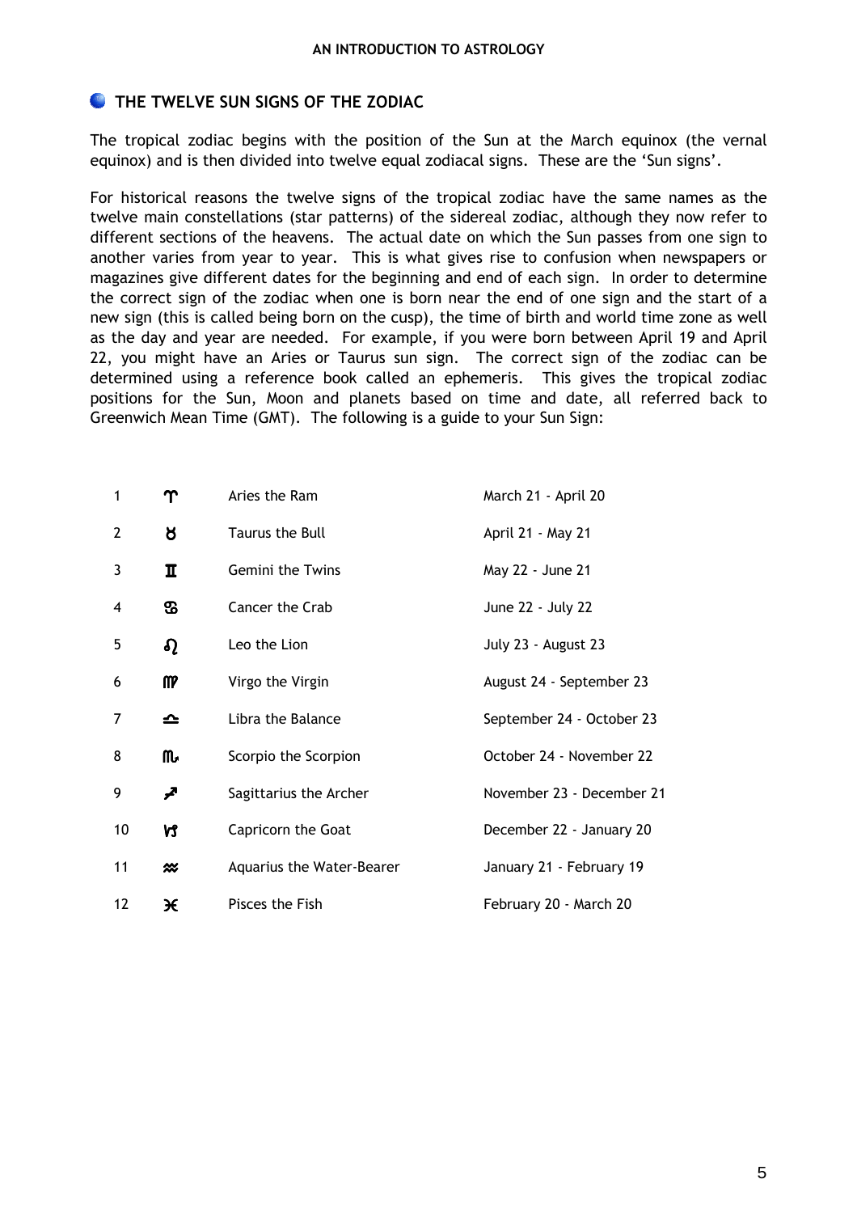## THE TWELVE SUN SIGNS OF THE ZODIAC

The tropical zodiac begins with the position of the Sun at the March equinox (the vernal equinox) and is then divided into twelve equal zodiacal signs. These are the 'Sun signs'.

For historical reasons the twelve signs of the tropical zodiac have the same names as the twelve main constellations (star patterns) of the sidereal zodiac, although they now refer to different sections of the heavens. The actual date on which the Sun passes from one sign to another varies from year to year. This is what gives rise to confusion when newspapers or magazines give different dates for the beginning and end of each sign. In order to determine the correct sign of the zodiac when one is born near the end of one sign and the start of a new sign (this is called being born on the cusp), the time of birth and world time zone as well as the day and year are needed. For example, if you were born between April 19 and April 22, you might have an Aries or Taurus sun sign. The correct sign of the zodiac can be determined using a reference book called an ephemeris. This gives the tropical zodiac positions for the Sun, Moon and planets based on time and date, all referred back to Greenwich Mean Time (GMT). The following is a guide to your Sun Sign:

| | | | |
|---|---|---|---|
| 1 | ♈ | Aries the Ram | March 21 - April 20 |
| 2 | ♉ | Taurus the Bull | April 21 - May 21 |
| 3 | ♊ | Gemini the Twins | May 22 - June 21 |
| 4 | ♋ | Cancer the Crab | June 22 - July 22 |
| 5 | ♌ | Leo the Lion | July 23 - August 23 |
| 6 | ♍ | Virgo the Virgin | August 24 - September 23 |
| 7 | ♎ | Libra the Balance | September 24 - October 23 |
| 8 | ♏ | Scorpio the Scorpion | October 24 - November 22 |
| 9 | ♐ | Sagittarius the Archer | November 23 - December 21 |
| 10 | ♑ | Capricorn the Goat | December 22 - January 20 |
| 11 | ♒ | Aquarius the Water-Bearer | January 21 - February 19 |
| 12 | ♓ | Pisces the Fish | February 20 - March 20 |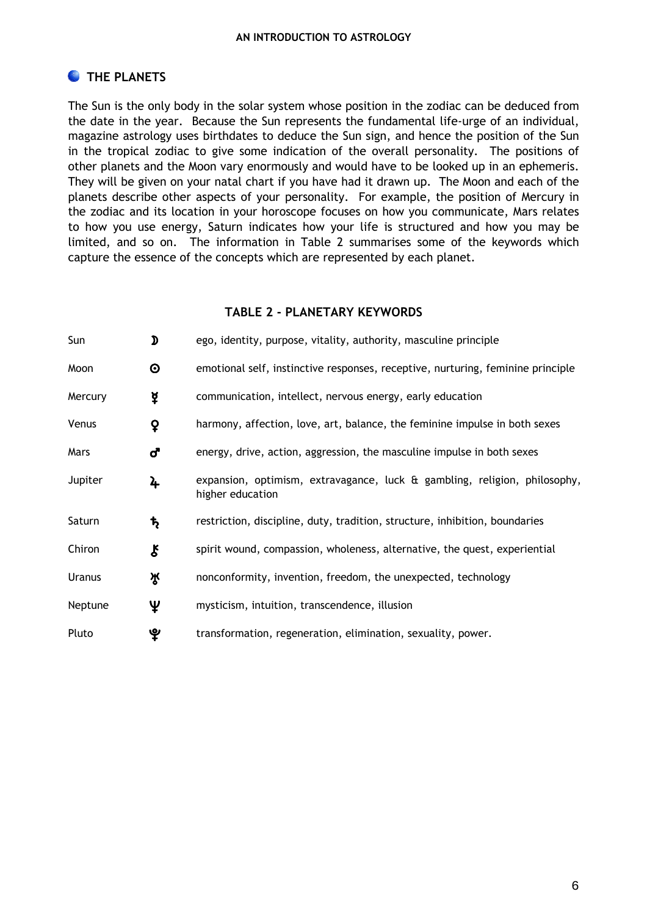## THE PLANETS

The Sun is the only body in the solar system whose position in the zodiac can be deduced from the date in the year. Because the Sun represents the fundamental life-urge of an individual, magazine astrology uses birthdates to deduce the Sun sign, and hence the position of the Sun in the tropical zodiac to give some indication of the overall personality. The positions of other planets and the Moon vary enormously and would have to be looked up in an ephemeris. They will be given on your natal chart if you have had it drawn up. The Moon and each of the planets describe other aspects of your personality. For example, the position of Mercury in the zodiac and its location in your horoscope focuses on how you communicate, Mars relates to how you use energy, Saturn indicates how your life is structured and how you may be limited, and so on. The information in Table 2 summarises some of the keywords which capture the essence of the concepts which are represented by each planet.

### TABLE 2 - PLANETARY KEYWORDS

| | | |
|---|---|---|
| Sun | ☽ | ego, identity, purpose, vitality, authority, masculine principle |
| Moon | ☉ | emotional self, instinctive responses, receptive, nurturing, feminine principle |
| Mercury | ☿ | communication, intellect, nervous energy, early education |
| Venus | ♀ | harmony, affection, love, art, balance, the feminine impulse in both sexes |
| Mars | ♂ | energy, drive, action, aggression, the masculine impulse in both sexes |
| Jupiter | ♃ | expansion, optimism, extravagance, luck & gambling, religion, philosophy, higher education |
| Saturn | ♄ | restriction, discipline, duty, tradition, structure, inhibition, boundaries |
| Chiron | ⚷ | spirit wound, compassion, wholeness, alternative, the quest, experiential |
| Uranus | ♅ | nonconformity, invention, freedom, the unexpected, technology |
| Neptune | ♆ | mysticism, intuition, transcendence, illusion |
| Pluto | ♇ | transformation, regeneration, elimination, sexuality, power. |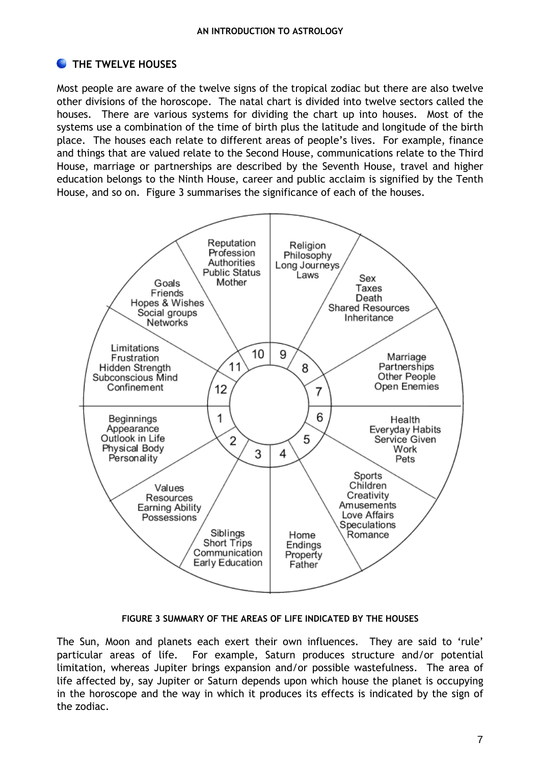## THE TWELVE HOUSES

Most people are aware of the twelve signs of the tropical zodiac but there are also twelve other divisions of the horoscope. The natal chart is divided into twelve sectors called the houses. There are various systems for dividing the chart up into houses. Most of the systems use a combination of the time of birth plus the latitude and longitude of the birth place. The houses each relate to different areas of people's lives. For example, finance and things that are valued relate to the Second House, communications relate to the Third House, marriage or partnerships are described by the Seventh House, travel and higher education belongs to the Ninth House, career and public acclaim is signified by the Tenth House, and so on. Figure 3 summarises the significance of each of the houses.

- 1: Beginnings, Appearance, Outlook in Life, Physical Body, Personality
- 2: Values, Resources, Earning Ability, Possessions
- 3: Siblings, Short Trips, Communication, Early Education
- 4: Home, Endings, Property, Father
- 5: Sports, Children, Creativity, Amusements, Love Affairs, Speculations, Romance
- 6: Health, Everyday Habits, Service Given, Work, Pets
- 7: Marriage, Partnerships, Other People, Open Enemies
- 8: Sex, Taxes, Death, Shared Resources, Inheritance
- 9: Religion, Philosophy, Long Journeys, Laws
- 10: Reputation, Profession, Authorities, Public Status, Mother
- 11: Goals, Friends, Hopes & Wishes, Social groups, Networks
- 12: Limitations, Frustration, Hidden Strength, Subconscious Mind, Confinement

**FIGURE 3 SUMMARY OF THE AREAS OF LIFE INDICATED BY THE HOUSES**

The Sun, Moon and planets each exert their own influences. They are said to 'rule' particular areas of life. For example, Saturn produces structure and/or potential limitation, whereas Jupiter brings expansion and/or possible wastefulness. The area of life affected by, say Jupiter or Saturn depends upon which house the planet is occupying in the horoscope and the way in which it produces its effects is indicated by the sign of the zodiac.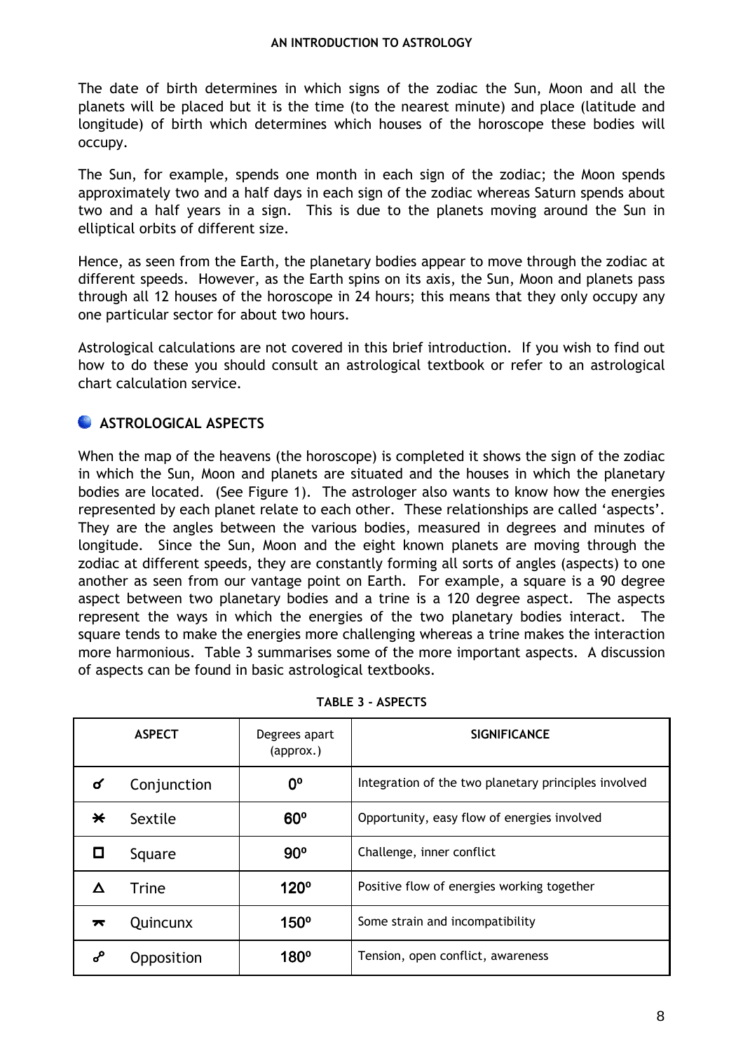The date of birth determines in which signs of the zodiac the Sun, Moon and all the planets will be placed but it is the time (to the nearest minute) and place (latitude and longitude) of birth which determines which houses of the horoscope these bodies will occupy.

The Sun, for example, spends one month in each sign of the zodiac; the Moon spends approximately two and a half days in each sign of the zodiac whereas Saturn spends about two and a half years in a sign. This is due to the planets moving around the Sun in elliptical orbits of different size.

Hence, as seen from the Earth, the planetary bodies appear to move through the zodiac at different speeds. However, as the Earth spins on its axis, the Sun, Moon and planets pass through all 12 houses of the horoscope in 24 hours; this means that they only occupy any one particular sector for about two hours.

Astrological calculations are not covered in this brief introduction. If you wish to find out how to do these you should consult an astrological textbook or refer to an astrological chart calculation service.

## ASTROLOGICAL ASPECTS

When the map of the heavens (the horoscope) is completed it shows the sign of the zodiac in which the Sun, Moon and planets are situated and the houses in which the planetary bodies are located. (See Figure 1). The astrologer also wants to know how the energies represented by each planet relate to each other. These relationships are called 'aspects'. They are the angles between the various bodies, measured in degrees and minutes of longitude. Since the Sun, Moon and the eight known planets are moving through the zodiac at different speeds, they are constantly forming all sorts of angles (aspects) to one another as seen from our vantage point on Earth. For example, a square is a 90 degree aspect between two planetary bodies and a trine is a 120 degree aspect. The aspects represent the ways in which the energies of the two planetary bodies interact. The square tends to make the energies more challenging whereas a trine makes the interaction more harmonious. Table 3 summarises some of the more important aspects. A discussion of aspects can be found in basic astrological textbooks.

**TABLE 3 – ASPECTS**

| ASPECT | | Degrees apart (approx.) | SIGNIFICANCE |
|---|---|---|---|
| ☌ | Conjunction | 0° | Integration of the two planetary principles involved |
| ⚹ | Sextile | 60° | Opportunity, easy flow of energies involved |
| □ | Square | 90° | Challenge, inner conflict |
| △ | Trine | 120° | Positive flow of energies working together |
| ⚻ | Quincunx | 150° | Some strain and incompatibility |
| ☍ | Opposition | 180° | Tension, open conflict, awareness |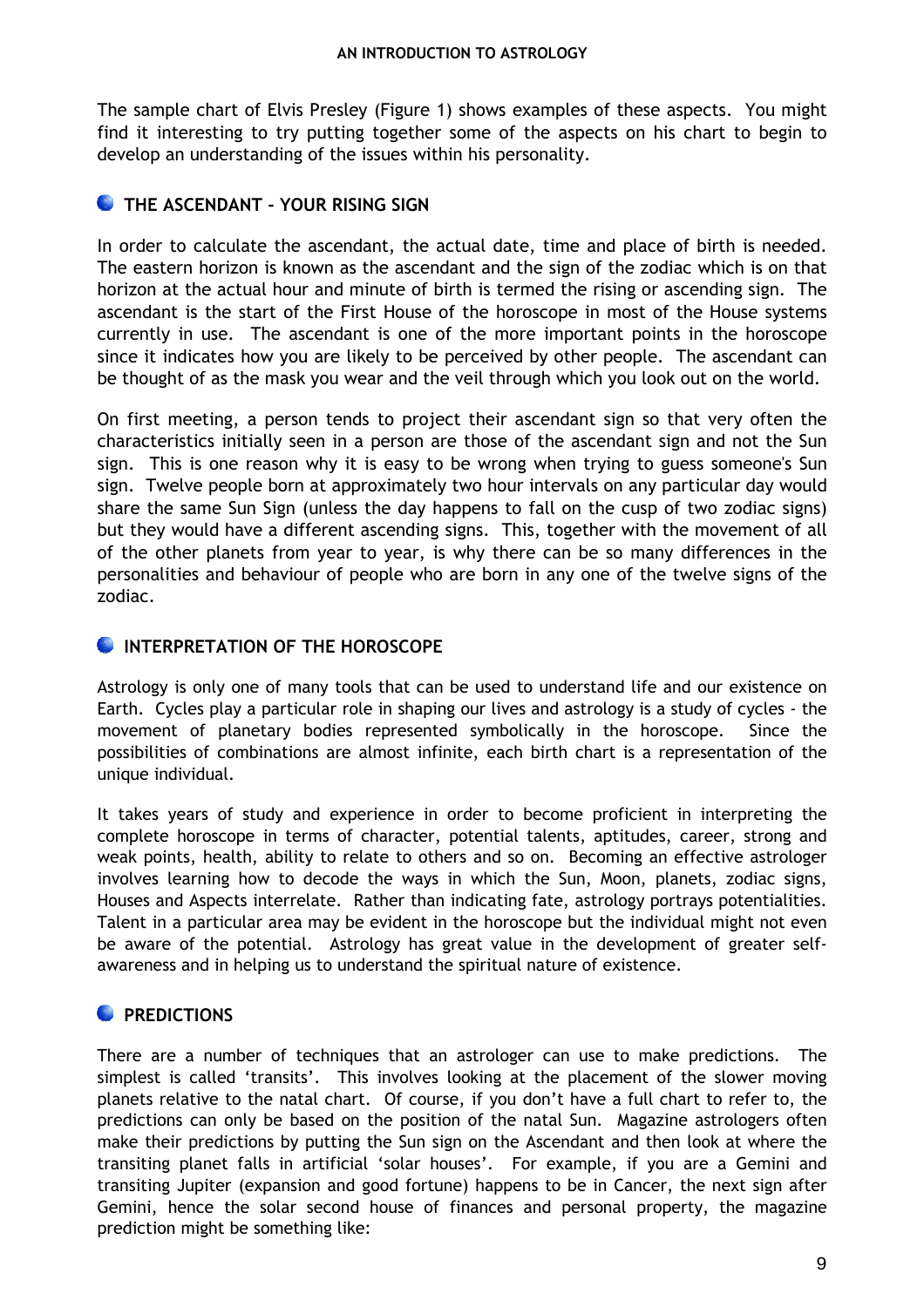The sample chart of Elvis Presley (Figure 1) shows examples of these aspects. You might find it interesting to try putting together some of the aspects on his chart to begin to develop an understanding of the issues within his personality.

## THE ASCENDANT - YOUR RISING SIGN

In order to calculate the ascendant, the actual date, time and place of birth is needed. The eastern horizon is known as the ascendant and the sign of the zodiac which is on that horizon at the actual hour and minute of birth is termed the rising or ascending sign. The ascendant is the start of the First House of the horoscope in most of the House systems currently in use. The ascendant is one of the more important points in the horoscope since it indicates how you are likely to be perceived by other people. The ascendant can be thought of as the mask you wear and the veil through which you look out on the world.

On first meeting, a person tends to project their ascendant sign so that very often the characteristics initially seen in a person are those of the ascendant sign and not the Sun sign. This is one reason why it is easy to be wrong when trying to guess someone's Sun sign. Twelve people born at approximately two hour intervals on any particular day would share the same Sun Sign (unless the day happens to fall on the cusp of two zodiac signs) but they would have a different ascending signs. This, together with the movement of all of the other planets from year to year, is why there can be so many differences in the personalities and behaviour of people who are born in any one of the twelve signs of the zodiac.

## INTERPRETATION OF THE HOROSCOPE

Astrology is only one of many tools that can be used to understand life and our existence on Earth. Cycles play a particular role in shaping our lives and astrology is a study of cycles - the movement of planetary bodies represented symbolically in the horoscope. Since the possibilities of combinations are almost infinite, each birth chart is a representation of the unique individual.

It takes years of study and experience in order to become proficient in interpreting the complete horoscope in terms of character, potential talents, aptitudes, career, strong and weak points, health, ability to relate to others and so on. Becoming an effective astrologer involves learning how to decode the ways in which the Sun, Moon, planets, zodiac signs, Houses and Aspects interrelate. Rather than indicating fate, astrology portrays potentialities. Talent in a particular area may be evident in the horoscope but the individual might not even be aware of the potential. Astrology has great value in the development of greater self-awareness and in helping us to understand the spiritual nature of existence.

## PREDICTIONS

There are a number of techniques that an astrologer can use to make predictions. The simplest is called 'transits'. This involves looking at the placement of the slower moving planets relative to the natal chart. Of course, if you don't have a full chart to refer to, the predictions can only be based on the position of the natal Sun. Magazine astrologers often make their predictions by putting the Sun sign on the Ascendant and then look at where the transiting planet falls in artificial 'solar houses'. For example, if you are a Gemini and transiting Jupiter (expansion and good fortune) happens to be in Cancer, the next sign after Gemini, hence the solar second house of finances and personal property, the magazine prediction might be something like: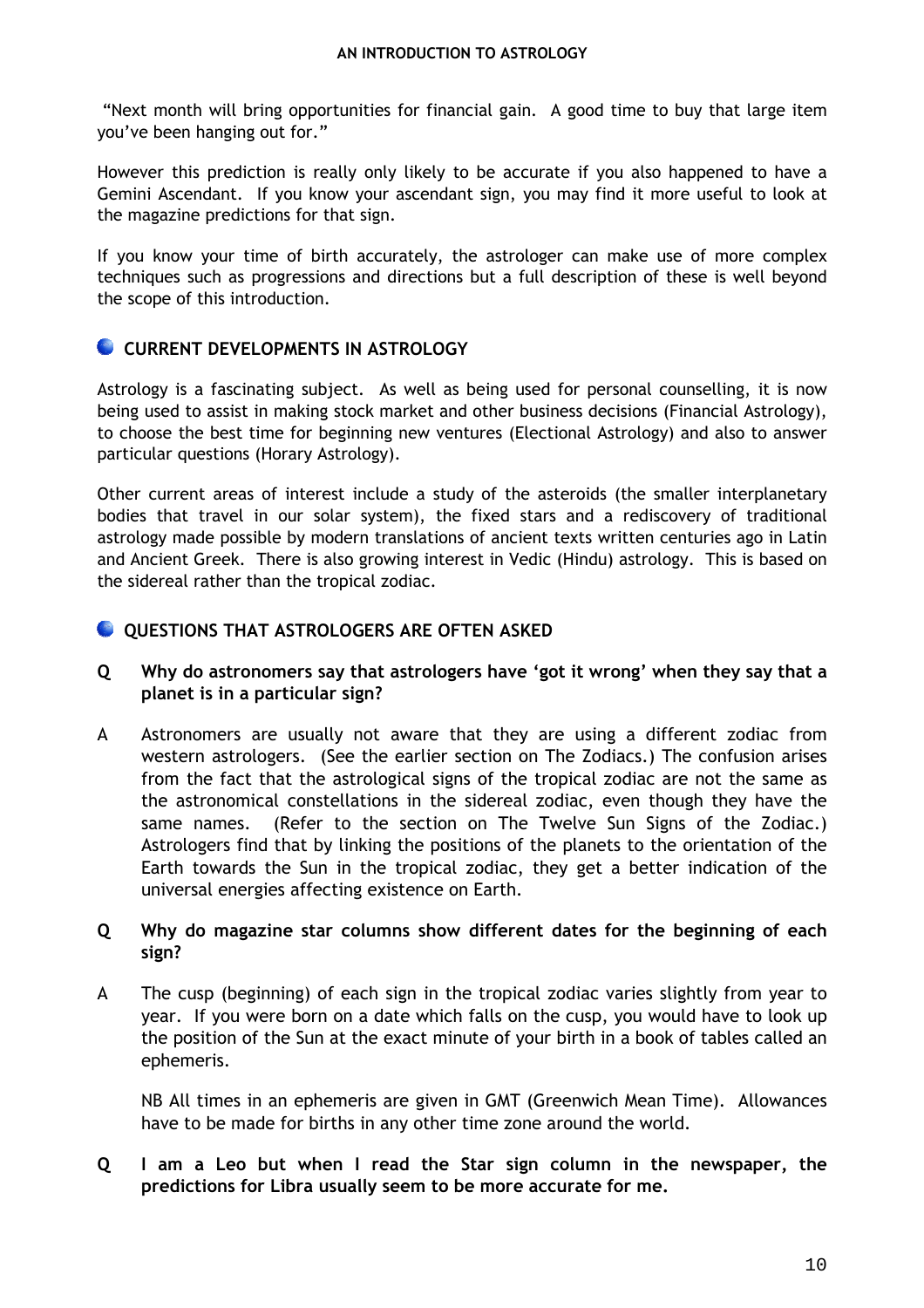"Next month will bring opportunities for financial gain. A good time to buy that large item you've been hanging out for."

However this prediction is really only likely to be accurate if you also happened to have a Gemini Ascendant. If you know your ascendant sign, you may find it more useful to look at the magazine predictions for that sign.

If you know your time of birth accurately, the astrologer can make use of more complex techniques such as progressions and directions but a full description of these is well beyond the scope of this introduction.

## CURRENT DEVELOPMENTS IN ASTROLOGY

Astrology is a fascinating subject. As well as being used for personal counselling, it is now being used to assist in making stock market and other business decisions (Financial Astrology), to choose the best time for beginning new ventures (Electional Astrology) and also to answer particular questions (Horary Astrology).

Other current areas of interest include a study of the asteroids (the smaller interplanetary bodies that travel in our solar system), the fixed stars and a rediscovery of traditional astrology made possible by modern translations of ancient texts written centuries ago in Latin and Ancient Greek. There is also growing interest in Vedic (Hindu) astrology. This is based on the sidereal rather than the tropical zodiac.

## QUESTIONS THAT ASTROLOGERS ARE OFTEN ASKED

**Q Why do astronomers say that astrologers have 'got it wrong' when they say that a planet is in a particular sign?**

A Astronomers are usually not aware that they are using a different zodiac from western astrologers. (See the earlier section on The Zodiacs.) The confusion arises from the fact that the astrological signs of the tropical zodiac are not the same as the astronomical constellations in the sidereal zodiac, even though they have the same names. (Refer to the section on The Twelve Sun Signs of the Zodiac.) Astrologers find that by linking the positions of the planets to the orientation of the Earth towards the Sun in the tropical zodiac, they get a better indication of the universal energies affecting existence on Earth.

**Q Why do magazine star columns show different dates for the beginning of each sign?**

A The cusp (beginning) of each sign in the tropical zodiac varies slightly from year to year. If you were born on a date which falls on the cusp, you would have to look up the position of the Sun at the exact minute of your birth in a book of tables called an ephemeris.

NB All times in an ephemeris are given in GMT (Greenwich Mean Time). Allowances have to be made for births in any other time zone around the world.

**Q I am a Leo but when I read the Star sign column in the newspaper, the predictions for Libra usually seem to be more accurate for me.**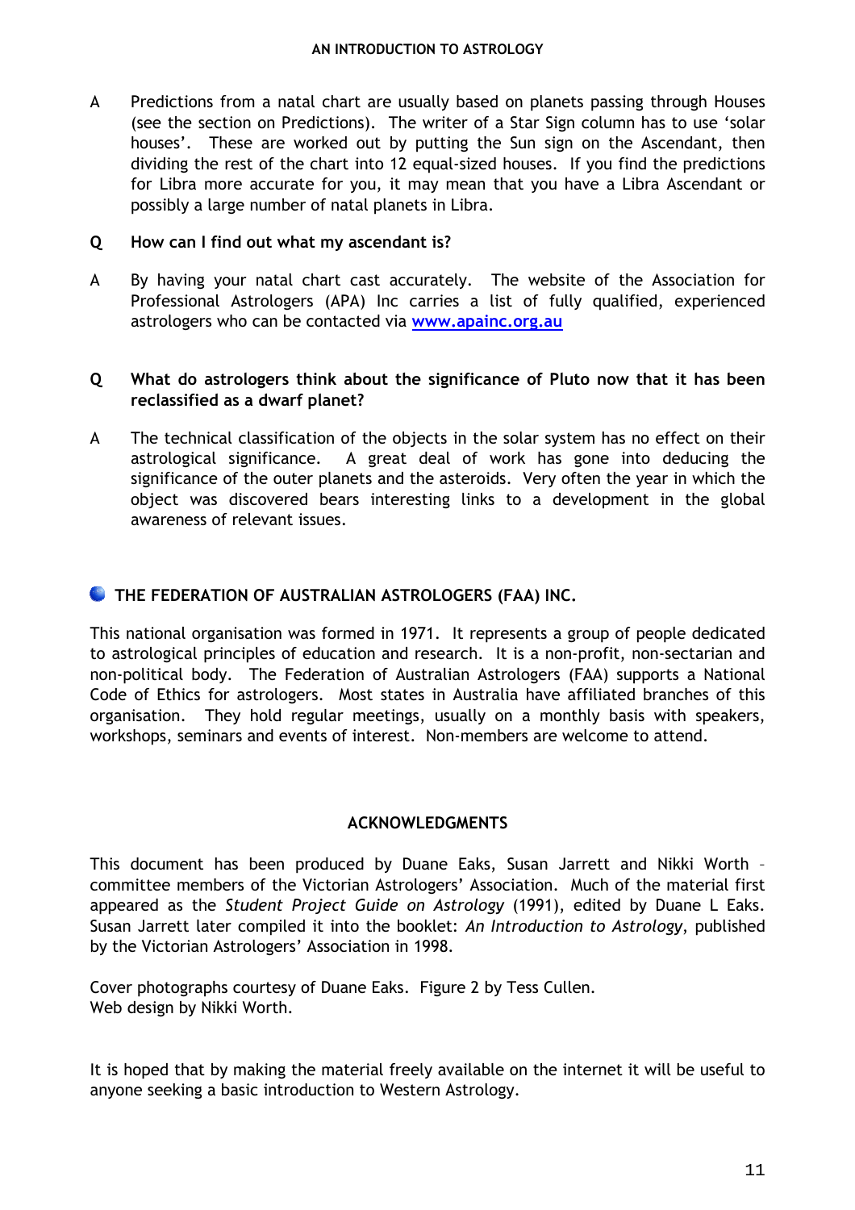A Predictions from a natal chart are usually based on planets passing through Houses (see the section on Predictions). The writer of a Star Sign column has to use 'solar houses'. These are worked out by putting the Sun sign on the Ascendant, then dividing the rest of the chart into 12 equal-sized houses. If you find the predictions for Libra more accurate for you, it may mean that you have a Libra Ascendant or possibly a large number of natal planets in Libra.

**Q How can I find out what my ascendant is?**

A By having your natal chart cast accurately. The website of the Association for Professional Astrologers (APA) Inc carries a list of fully qualified, experienced astrologers who can be contacted via [www.apainc.org.au](http://www.apainc.org.au)

**Q What do astrologers think about the significance of Pluto now that it has been reclassified as a dwarf planet?**

A The technical classification of the objects in the solar system has no effect on their astrological significance. A great deal of work has gone into deducing the significance of the outer planets and the asteroids. Very often the year in which the object was discovered bears interesting links to a development in the global awareness of relevant issues.

## THE FEDERATION OF AUSTRALIAN ASTROLOGERS (FAA) INC.

This national organisation was formed in 1971. It represents a group of people dedicated to astrological principles of education and research. It is a non-profit, non-sectarian and non-political body. The Federation of Australian Astrologers (FAA) supports a National Code of Ethics for astrologers. Most states in Australia have affiliated branches of this organisation. They hold regular meetings, usually on a monthly basis with speakers, workshops, seminars and events of interest. Non-members are welcome to attend.

## ACKNOWLEDGMENTS

This document has been produced by Duane Eaks, Susan Jarrett and Nikki Worth – committee members of the Victorian Astrologers' Association. Much of the material first appeared as the *Student Project Guide on Astrology* (1991), edited by Duane L Eaks. Susan Jarrett later compiled it into the booklet: *An Introduction to Astrology*, published by the Victorian Astrologers' Association in 1998.

Cover photographs courtesy of Duane Eaks. Figure 2 by Tess Cullen.
Web design by Nikki Worth.

It is hoped that by making the material freely available on the internet it will be useful to anyone seeking a basic introduction to Western Astrology.